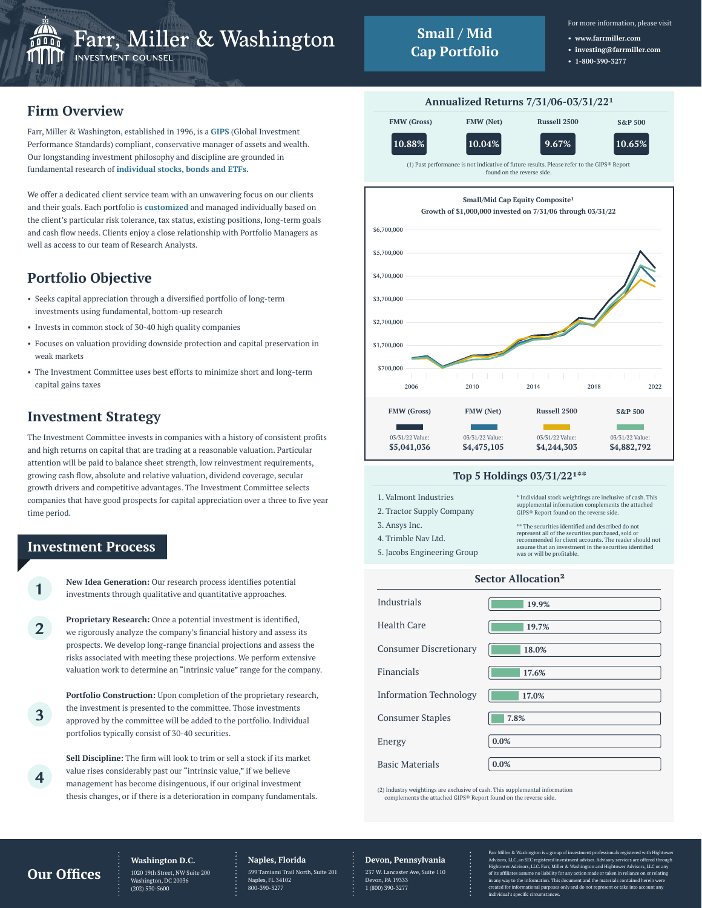# Farr, Miller & Washington

INVESTMENT COUNSEL

## Small / Mid Cap Portfolio

For more information, please visit

- **www.farrmiller.com**
- **investing@farrmiller.com**
- **1-800-390-3277**

## Firm Overview

Farr, Miller & Washington, established in 1996, is a **GIPS** (Global Investment Performance Standards) compliant, conservative manager of assets and wealth. Our longstanding investment philosophy and discipline are grounded in fundamental research of **individual stocks, bonds and ETFs.**

We offer a dedicated client service team with an unwavering focus on our clients and their goals. Each portfolio is **customized** and managed individually based on the client's particular risk tolerance, tax status, existing positions, long-term goals and cash flow needs. Clients enjoy a close relationship with Portfolio Managers as well as access to our team of Research Analysts.

## Portfolio Objective

- Seeks capital appreciation through a diversified portfolio of long-term investments using fundamental, bottom-up research
- Invests in common stock of 30-40 high quality companies
- Focuses on valuation providing downside protection and capital preservation in weak markets
- The Investment Committee uses best efforts to minimize short and long-term capital gains taxes

## Investment Strategy

The Investment Committee invests in companies with a history of consistent profits and high returns on capital that are trading at a reasonable valuation. Particular attention will be paid to balance sheet strength, low reinvestment requirements, growing cash flow, absolute and relative valuation, dividend coverage, secular growth drivers and competitive advantages. The Investment Committee selects companies that have good prospects for capital appreciation over a three to five year time period.

## Investment Process

1. **New Idea Generation:** Our research process identifies potential investments through qualitative and quantitative approaches.

2. **Proprietary Research:** Once a potential investment is identified, we rigorously analyze the company's financial history and assess its prospects. We develop long-range financial projections and assess the risks associated with meeting these projections. We perform extensive valuation work to determine an "intrinsic value" range for the company.

3. **Portfolio Construction:** Upon completion of the proprietary research, the investment is presented to the committee. Those investments approved by the committee will be added to the portfolio. Individual portfolios typically consist of 30-40 securities.

4. **Sell Discipline:** The firm will look to trim or sell a stock if its market value rises considerably past our "intrinsic value," if we believe management has become disingenuous, if our original investment thesis changes, or if there is a deterioration in company fundamentals.

## Annualized Returns 7/31/06-03/31/22[1]

| FMW (Gross) | FMW (Net) | Russell 2500 | S&P 500 |
|---|---|---|---|
| 10.88% | 10.04% | 9.67% | 10.65% |

(1) Past performance is not indicative of future results. Please refer to the GIPS® Report found on the reverse side.

**Small/Mid Cap Equity Composite[1]**
**Growth of $1,000,000 invested on 7/31/06 through 03/31/22**

| | FMW (Gross) | FMW (Net) | Russell 2500 | S&P 500 |
|---|---|---|---|---|
| 03/31/22 Value: | $5,041,036 | $4,475,105 | $4,244,303 | $4,882,792 |

## Top 5 Holdings 03/31/22[1]**

1. Valmont Industries
2. Tractor Supply Company
3. Ansys Inc.
4. Trimble Nav Ltd.
5. Jacobs Engineering Group

* Individual stock weightings are inclusive of cash. This supplemental information complements the attached GIPS® Report found on the reverse side.

** The securities identified and described do not represent all of the securities purchased, sold or recommended for client accounts. The reader should not assume that an investment in the securities identified was or will be profitable.

## Sector Allocation[2]

| Sector | Allocation |
|---|---|
| Industrials | 19.9% |
| Health Care | 19.7% |
| Consumer Discretionary | 18.0% |
| Financials | 17.6% |
| Information Technology | 17.0% |
| Consumer Staples | 7.8% |
| Energy | 0.0% |
| Basic Materials | 0.0% |

(2) Industry weightings are exclusive of cash. This supplemental information complements the attached GIPS® Report found on the reverse side.

## Our Offices

**Washington D.C.**
1020 19th Street, NW Suite 200
Washington, DC 20036
(202) 530-5600

**Naples, Florida**
599 Tamiami Trail North, Suite 201
Naples, FL 34102
800-390-3277

**Devon, Pennsylvania**
237 W. Lancaster Ave, Suite 110
Devon, PA 19333
1 (800) 390-3277

Farr Miller & Washington is a group of investment professionals registered with Hightower Advisors, LLC, an SEC registered investment adviser. Advisory services are offered through Hightower Advisors, LLC. Farr, Miller & Washington and Hightower Advisors, LLC or any of its affiliates assume no liability for any action made or taken in reliance on or relating in any way to the information. This document and the materials contained herein were created for informational purposes only and do not represent or take into account any individual's specific circumstances.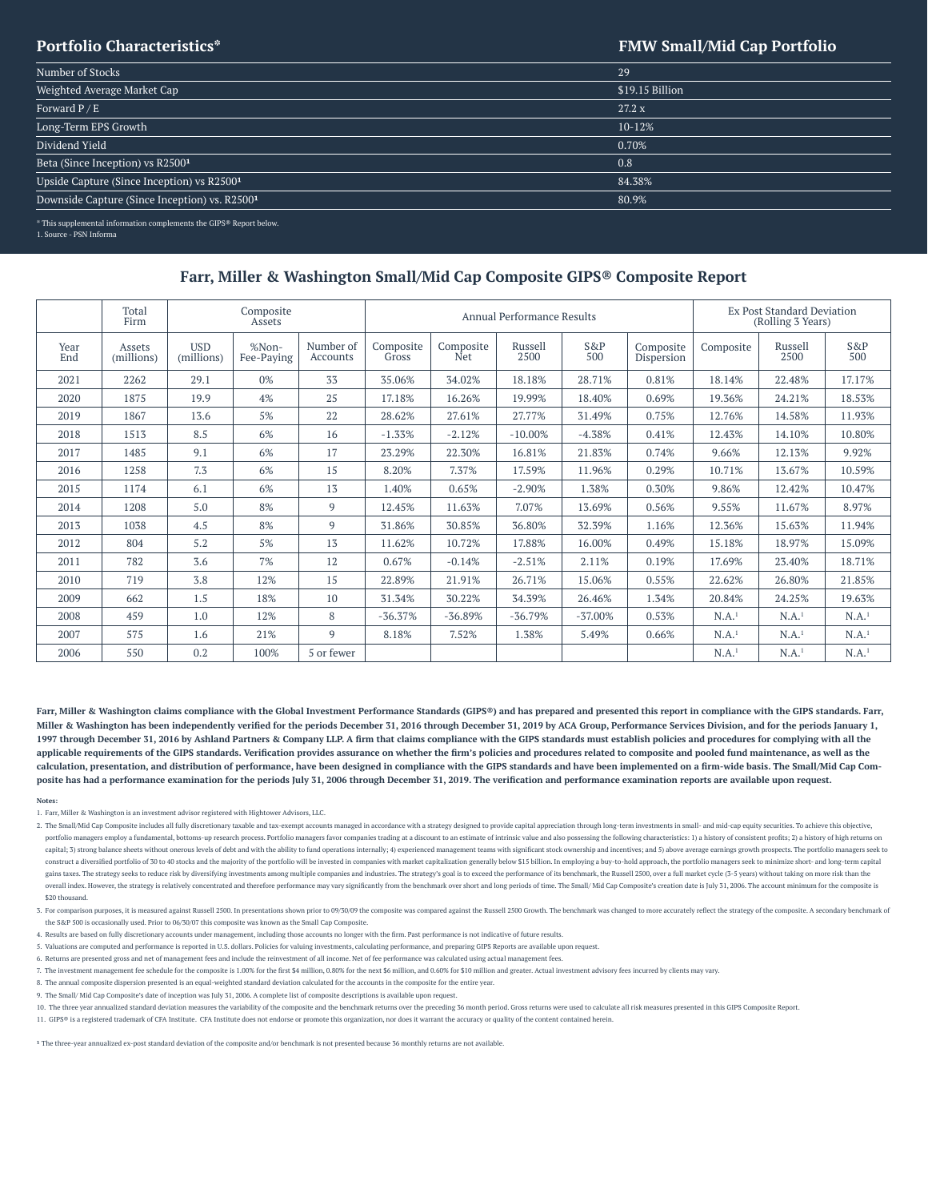| Portfolio Characteristics* | FMW Small/Mid Cap Portfolio |
|---|---|
| Number of Stocks | 29 |
| Weighted Average Market Cap | $19.15 Billion |
| Forward P / E | 27.2 x |
| Long-Term EPS Growth | 10-12% |
| Dividend Yield | 0.70% |
| Beta (Since Inception) vs R2500[1] | 0.8 |
| Upside Capture (Since Inception) vs R2500[1] | 84.38% |
| Downside Capture (Since Inception) vs. R2500[1] | 80.9% |

* This supplemental information complements the GIPS® Report below.
1. Source - PSN Informa

## Farr, Miller & Washington Small/Mid Cap Composite GIPS® Composite Report

| | Total Firm | Composite Assets | | | Annual Performance Results | | | | | Ex Post Standard Deviation (Rolling 3 Years) | | |
|---|---|---|---|---|---|---|---|---|---|---|---|---|
| Year End | Assets (millions) | USD (millions) | %Non-Fee-Paying | Number of Accounts | Composite Gross | Composite Net | Russell 2500 | S&P 500 | Composite Dispersion | Composite | Russell 2500 | S&P 500 |
| 2021 | 2262 | 29.1 | 0% | 33 | 35.06% | 34.02% | 18.18% | 28.71% | 0.81% | 18.14% | 22.48% | 17.17% |
| 2020 | 1875 | 19.9 | 4% | 25 | 17.18% | 16.26% | 19.99% | 18.40% | 0.69% | 19.36% | 24.21% | 18.53% |
| 2019 | 1867 | 13.6 | 5% | 22 | 28.62% | 27.61% | 27.77% | 31.49% | 0.75% | 12.76% | 14.58% | 11.93% |
| 2018 | 1513 | 8.5 | 6% | 16 | -1.33% | -2.12% | -10.00% | -4.38% | 0.41% | 12.43% | 14.10% | 10.80% |
| 2017 | 1485 | 9.1 | 6% | 17 | 23.29% | 22.30% | 16.81% | 21.83% | 0.74% | 9.66% | 12.13% | 9.92% |
| 2016 | 1258 | 7.3 | 6% | 15 | 8.20% | 7.37% | 17.59% | 11.96% | 0.29% | 10.71% | 13.67% | 10.59% |
| 2015 | 1174 | 6.1 | 6% | 13 | 1.40% | 0.65% | -2.90% | 1.38% | 0.30% | 9.86% | 12.42% | 10.47% |
| 2014 | 1208 | 5.0 | 8% | 9 | 12.45% | 11.63% | 7.07% | 13.69% | 0.56% | 9.55% | 11.67% | 8.97% |
| 2013 | 1038 | 4.5 | 8% | 9 | 31.86% | 30.85% | 36.80% | 32.39% | 1.16% | 12.36% | 15.63% | 11.94% |
| 2012 | 804 | 5.2 | 5% | 13 | 11.62% | 10.72% | 17.88% | 16.00% | 0.49% | 15.18% | 18.97% | 15.09% |
| 2011 | 782 | 3.6 | 7% | 12 | 0.67% | -0.14% | -2.51% | 2.11% | 0.19% | 17.69% | 23.40% | 18.71% |
| 2010 | 719 | 3.8 | 12% | 15 | 22.89% | 21.91% | 26.71% | 15.06% | 0.55% | 22.62% | 26.80% | 21.85% |
| 2009 | 662 | 1.5 | 18% | 10 | 31.34% | 30.22% | 34.39% | 26.46% | 1.34% | 20.84% | 24.25% | 19.63% |
| 2008 | 459 | 1.0 | 12% | 8 | -36.37% | -36.89% | -36.79% | -37.00% | 0.53% | N.A.[1] | N.A.[1] | N.A.[1] |
| 2007 | 575 | 1.6 | 21% | 9 | 8.18% | 7.52% | 1.38% | 5.49% | 0.66% | N.A.[1] | N.A.[1] | N.A.[1] |
| 2006 | 550 | 0.2 | 100% | 5 or fewer | | | | | | N.A.[1] | N.A.[1] | N.A.[1] |

**Farr, Miller & Washington claims compliance with the Global Investment Performance Standards (GIPS®) and has prepared and presented this report in compliance with the GIPS standards. Farr, Miller & Washington has been independently verified for the periods December 31, 2016 through December 31, 2019 by ACA Group, Performance Services Division, and for the periods January 1, 1997 through December 31, 2016 by Ashland Partners & Company LLP. A firm that claims compliance with the GIPS standards must establish policies and procedures for complying with all the applicable requirements of the GIPS standards. Verification provides assurance on whether the firm's policies and procedures related to composite and pooled fund maintenance, as well as the calculation, presentation, and distribution of performance, have been designed in compliance with the GIPS standards and have been implemented on a firm-wide basis. The Small/Mid Cap Composite has had a performance examination for the periods July 31, 2006 through December 31, 2019. The verification and performance examination reports are available upon request.**

**Notes:**

1. Farr, Miller & Washington is an investment advisor registered with Hightower Advisors, LLC.
2. The Small/Mid Cap Composite includes all fully discretionary taxable and tax-exempt accounts managed in accordance with a strategy designed to provide capital appreciation through long-term investments in small- and mid-cap equity securities. To achieve this objective, portfolio managers employ a fundamental, bottoms-up research process. Portfolio managers favor companies trading at a discount to an estimate of intrinsic value and also possessing the following characteristics: 1) a history of consistent profits; 2) a history of high returns on capital; 3) strong balance sheets without onerous levels of debt and with the ability to fund operations internally; 4) experienced management teams with significant stock ownership and incentives; and 5) above average earnings growth prospects. The portfolio managers seek to construct a diversified portfolio of 30 to 40 stocks and the majority of the portfolio will be invested in companies with market capitalization generally below $15 billion. In employing a buy-to-hold approach, the portfolio managers seek to minimize short- and long-term capital gains taxes. The strategy seeks to reduce risk by diversifying investments among multiple companies and industries. The strategy's goal is to exceed the performance of its benchmark, the Russell 2500, over a full market cycle (3-5 years) without taking on more risk than the overall index. However, the strategy is relatively concentrated and therefore performance may vary significantly from the benchmark over short and long periods of time. The Small/ Mid Cap Composite's creation date is July 31, 2006. The account minimum for the composite is $20 thousand.
3. For comparison purposes, it is measured against Russell 2500. In presentations shown prior to 09/30/09 the composite was compared against the Russell 2500 Growth. The benchmark was changed to more accurately reflect the strategy of the composite. A secondary benchmark of the S&P 500 is occasionally used. Prior to 06/30/07 this composite was known as the Small Cap Composite.
4. Results are based on fully discretionary accounts under management, including those accounts no longer with the firm. Past performance is not indicative of future results.
5. Valuations are computed and performance is reported in U.S. dollars. Policies for valuing investments, calculating performance, and preparing GIPS Reports are available upon request.
6. Returns are presented gross and net of management fees and include the reinvestment of all income. Net of fee performance was calculated using actual management fees.
7. The investment management fee schedule for the composite is 1.00% for the first $4 million, 0.80% for the next $6 million, and 0.60% for $10 million and greater. Actual investment advisory fees incurred by clients may vary.
8. The annual composite dispersion presented is an equal-weighted standard deviation calculated for the accounts in the composite for the entire year.
9. The Small/ Mid Cap Composite's date of inception was July 31, 2006. A complete list of composite descriptions is available upon request.
10. The three year annualized standard deviation measures the variability of the composite and the benchmark returns over the preceding 36 month period. Gross returns were used to calculate all risk measures presented in this GIPS Composite Report.
11. GIPS® is a registered trademark of CFA Institute. CFA Institute does not endorse or promote this organization, nor does it warrant the accuracy or quality of the content contained herein.

[1] The three-year annualized ex-post standard deviation of the composite and/or benchmark is not presented because 36 monthly returns are not available.